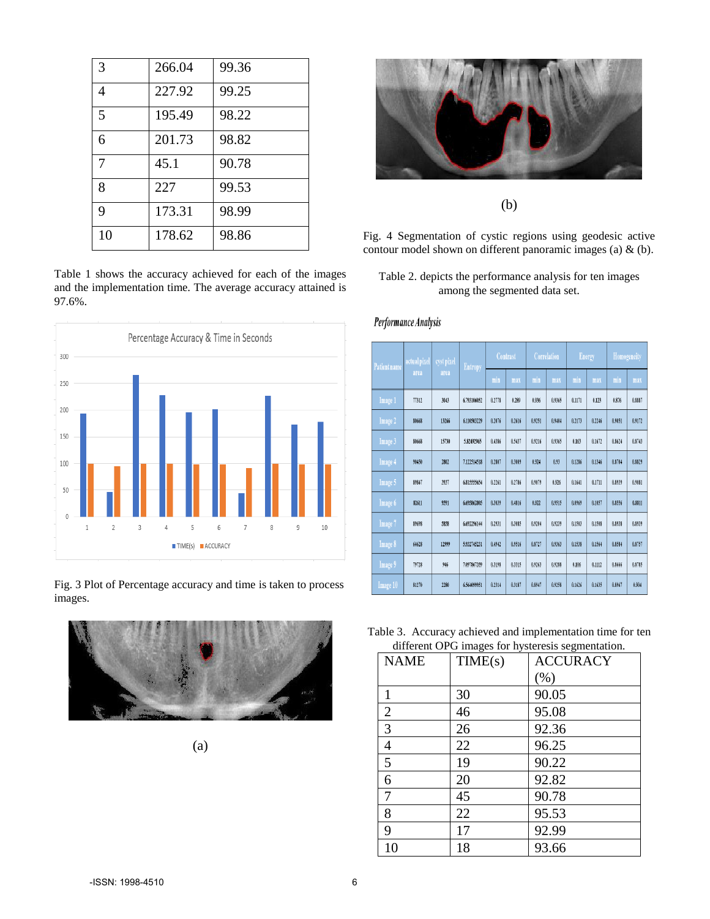| 3 | 266.04 | 99.36 |
|---|---|---|
| 4 | 227.92 | 99.25 |
| 5 | 195.49 | 98.22 |
| 6 | 201.73 | 98.82 |
| 7 | 45.1 | 90.78 |
| 8 | 227 | 99.53 |
| 9 | 173.31 | 98.99 |
| 10 | 178.62 | 98.86 |

Table 1 shows the accuracy achieved for each of the images and the implementation time. The average accuracy attained is 97.6%.

Fig. 3 Plot of Percentage accuracy and time is taken to process images.

(a)

(b)

Fig. 4 Segmentation of cystic regions using geodesic active contour model shown on different panoramic images (a) & (b).

Table 2. depicts the performance analysis for ten images among the segmented data set.

*Performance Analysis*

| Patient name | actual pixel area | cyst pixel area | Entropy | Contrast | | Correlation | | Energy | | Homogeneity | |
|---|---|---|---|---|---|---|---|---|---|---|---|
| | | | | min | max | min | max | min | max | min | max |
| Image 1 | 77312 | 3043 | 6.793106092 | 0.2778 | 0.289 | 0.936 | 0.9365 | 0.1171 | 0.123 | 0.876 | 0.8887 |
| Image 2 | 80668 | 13266 | 6.110503229 | 0.2076 | 0.2616 | 0.9251 | 0.9404 | 0.2173 | 0.2246 | 0.9051 | 0.9172 |
| Image 3 | 80668 | 15730 | 5.82492965 | 0.4386 | 0.5437 | 0.9216 | 0.9365 | 0.163 | 0.1672 | 0.8624 | 0.8743 |
| Image 4 | 99450 | 2802 | 7.122514518 | 0.2887 | 0.3089 | 0.924 | 0.93 | 0.1286 | 0.1346 | 0.8784 | 0.8829 |
| Image 5 | 89847 | 3937 | 6.815555654 | 0.2261 | 0.2786 | 0.9879 | 0.926 | 0.1641 | 0.1711 | 0.8939 | 0.9081 |
| Image 6 | 82611 | 9591 | 6.695862805 | 0.3639 | 0.4816 | 0.922 | 0.9515 | 0.0969 | 0.1057 | 0.8556 | 0.8811 |
| Image 7 | 89698 | 5858 | 6.692296144 | 0.2931 | 0.3085 | 0.9204 | 0.9239 | 0.1502 | 0.1598 | 0.8938 | 0.8939 |
| Image 8 | 64628 | 12999 | 5.932745221 | 0.4942 | 0.9516 | 0.8727 | 0.9363 | 0.1538 | 0.1564 | 0.8594 | 0.8757 |
| Image 9 | 79728 | 946 | 7.097867359 | 0.3198 | 0.3315 | 0.9263 | 0.9288 | 0.106 | 0.1112 | 0.8666 | 0.8705 |
| Image 10 | 81270 | 2280 | 6.564099951 | 0.2314 | 0.3187 | 0.8947 | 0.9258 | 0.1626 | 0.1635 | 0.8967 | 0.904 |

Table 3. Accuracy achieved and implementation time for ten different OPG images for hysteresis segmentation.

| NAME | TIME(s) | ACCURACY (%) |
|---|---|---|
| 1 | 30 | 90.05 |
| 2 | 46 | 95.08 |
| 3 | 26 | 92.36 |
| 4 | 22 | 96.25 |
| 5 | 19 | 90.22 |
| 6 | 20 | 92.82 |
| 7 | 45 | 90.78 |
| 8 | 22 | 95.53 |
| 9 | 17 | 92.99 |
| 10 | 18 | 93.66 |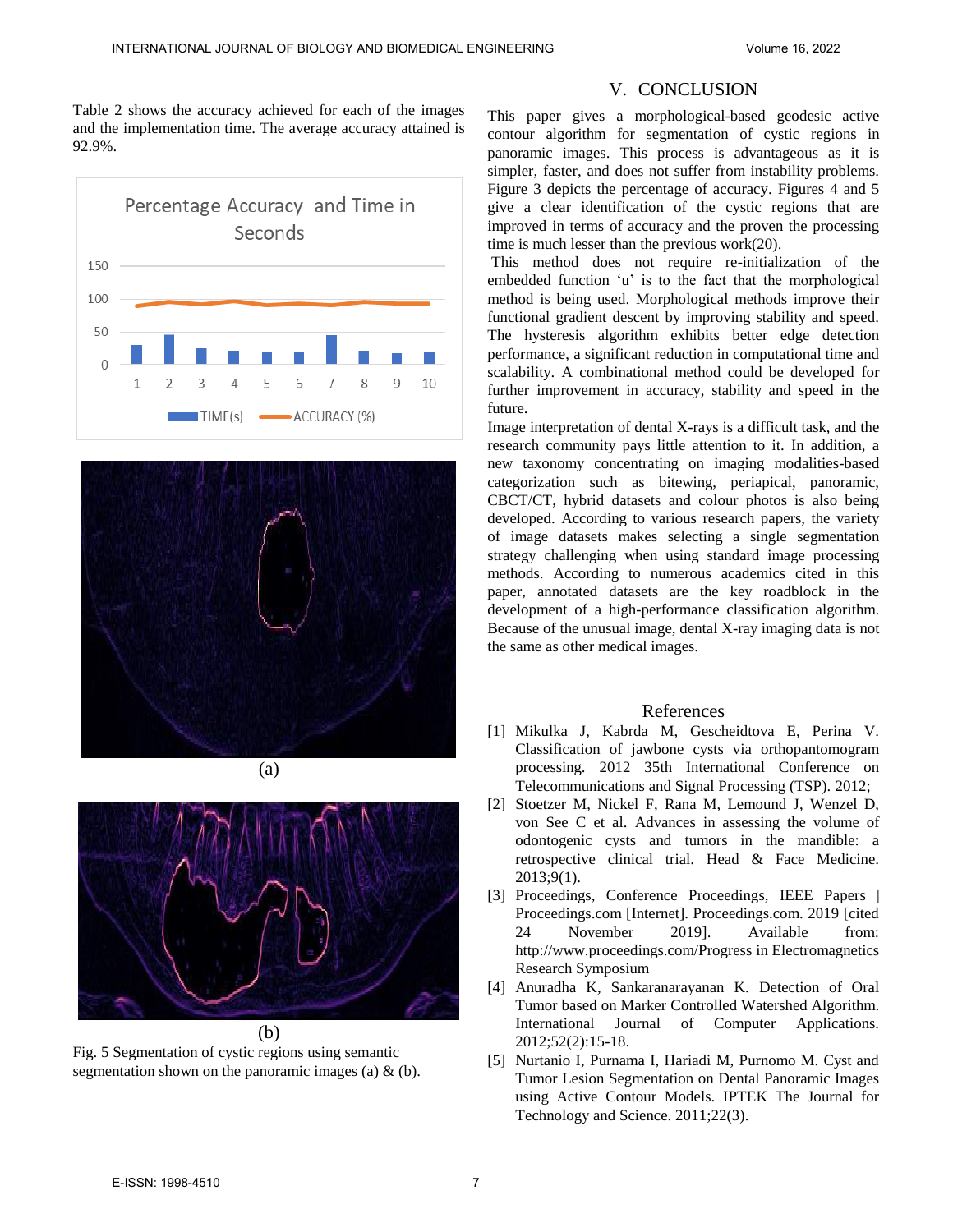Table 2 shows the accuracy achieved for each of the images and the implementation time. The average accuracy attained is 92.9%.

(a)

(b)

Fig. 5 Segmentation of cystic regions using semantic segmentation shown on the panoramic images (a) & (b).

## V. CONCLUSION

This paper gives a morphological-based geodesic active contour algorithm for segmentation of cystic regions in panoramic images. This process is advantageous as it is simpler, faster, and does not suffer from instability problems. Figure 3 depicts the percentage of accuracy. Figures 4 and 5 give a clear identification of the cystic regions that are improved in terms of accuracy and the proven the processing time is much lesser than the previous work(20).

This method does not require re-initialization of the embedded function 'u' is to the fact that the morphological method is being used. Morphological methods improve their functional gradient descent by improving stability and speed. The hysteresis algorithm exhibits better edge detection performance, a significant reduction in computational time and scalability. A combinational method could be developed for further improvement in accuracy, stability and speed in the future.

Image interpretation of dental X-rays is a difficult task, and the research community pays little attention to it. In addition, a new taxonomy concentrating on imaging modalities-based categorization such as bitewing, periapical, panoramic, CBCT/CT, hybrid datasets and colour photos is also being developed. According to various research papers, the variety of image datasets makes selecting a single segmentation strategy challenging when using standard image processing methods. According to numerous academics cited in this paper, annotated datasets are the key roadblock in the development of a high-performance classification algorithm. Because of the unusual image, dental X-ray imaging data is not the same as other medical images.

## References

[1] Mikulka J, Kabrda M, Gescheidtova E, Perina V. Classification of jawbone cysts via orthopantomogram processing. 2012 35th International Conference on Telecommunications and Signal Processing (TSP). 2012;

[2] Stoetzer M, Nickel F, Rana M, Lemound J, Wenzel D, von See C et al. Advances in assessing the volume of odontogenic cysts and tumors in the mandible: a retrospective clinical trial. Head & Face Medicine. 2013;9(1).

[3] Proceedings, Conference Proceedings, IEEE Papers | Proceedings.com [Internet]. Proceedings.com. 2019 [cited 24 November 2019]. Available from: http://www.proceedings.com/Progress in Electromagnetics Research Symposium

[4] Anuradha K, Sankaranarayanan K. Detection of Oral Tumor based on Marker Controlled Watershed Algorithm. International Journal of Computer Applications. 2012;52(2):15-18.

[5] Nurtanio I, Purnama I, Hariadi M, Purnomo M. Cyst and Tumor Lesion Segmentation on Dental Panoramic Images using Active Contour Models. IPTEK The Journal for Technology and Science. 2011;22(3).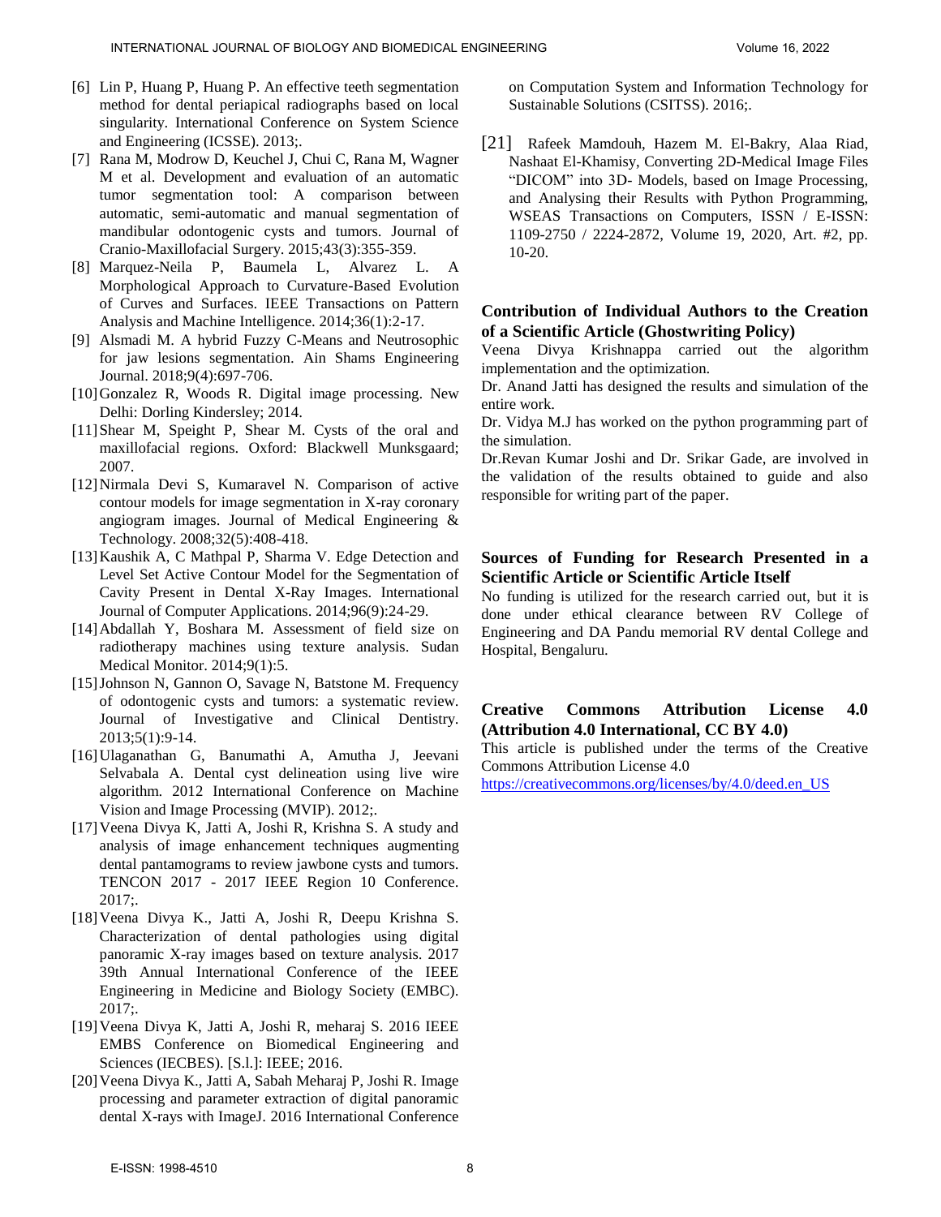[6] Lin P, Huang P, Huang P. An effective teeth segmentation method for dental periapical radiographs based on local singularity. International Conference on System Science and Engineering (ICSSE). 2013;.

[7] Rana M, Modrow D, Keuchel J, Chui C, Rana M, Wagner M et al. Development and evaluation of an automatic tumor segmentation tool: A comparison between automatic, semi-automatic and manual segmentation of mandibular odontogenic cysts and tumors. Journal of Cranio-Maxillofacial Surgery. 2015;43(3):355-359.

[8] Marquez-Neila P, Baumela L, Alvarez L. A Morphological Approach to Curvature-Based Evolution of Curves and Surfaces. IEEE Transactions on Pattern Analysis and Machine Intelligence. 2014;36(1):2-17.

[9] Alsmadi M. A hybrid Fuzzy C-Means and Neutrosophic for jaw lesions segmentation. Ain Shams Engineering Journal. 2018;9(4):697-706.

[10] Gonzalez R, Woods R. Digital image processing. New Delhi: Dorling Kindersley; 2014.

[11] Shear M, Speight P, Shear M. Cysts of the oral and maxillofacial regions. Oxford: Blackwell Munksgaard; 2007.

[12] Nirmala Devi S, Kumaravel N. Comparison of active contour models for image segmentation in X-ray coronary angiogram images. Journal of Medical Engineering & Technology. 2008;32(5):408-418.

[13] Kaushik A, C Mathpal P, Sharma V. Edge Detection and Level Set Active Contour Model for the Segmentation of Cavity Present in Dental X-Ray Images. International Journal of Computer Applications. 2014;96(9):24-29.

[14] Abdallah Y, Boshara M. Assessment of field size on radiotherapy machines using texture analysis. Sudan Medical Monitor. 2014;9(1):5.

[15] Johnson N, Gannon O, Savage N, Batstone M. Frequency of odontogenic cysts and tumors: a systematic review. Journal of Investigative and Clinical Dentistry. 2013;5(1):9-14.

[16] Ulaganathan G, Banumathi A, Amutha J, Jeevani Selvabala A. Dental cyst delineation using live wire algorithm. 2012 International Conference on Machine Vision and Image Processing (MVIP). 2012;.

[17] Veena Divya K, Jatti A, Joshi R, Krishna S. A study and analysis of image enhancement techniques augmenting dental pantamograms to review jawbone cysts and tumors. TENCON 2017 - 2017 IEEE Region 10 Conference. 2017;.

[18] Veena Divya K., Jatti A, Joshi R, Deepu Krishna S. Characterization of dental pathologies using digital panoramic X-ray images based on texture analysis. 2017 39th Annual International Conference of the IEEE Engineering in Medicine and Biology Society (EMBC). 2017;.

[19] Veena Divya K, Jatti A, Joshi R, meharaj S. 2016 IEEE EMBS Conference on Biomedical Engineering and Sciences (IECBES). [S.l.]: IEEE; 2016.

[20] Veena Divya K., Jatti A, Sabah Meharaj P, Joshi R. Image processing and parameter extraction of digital panoramic dental X-rays with ImageJ. 2016 International Conference on Computation System and Information Technology for Sustainable Solutions (CSITSS). 2016;.

[21] Rafeek Mamdouh, Hazem M. El-Bakry, Alaa Riad, Nashaat El-Khamisy, Converting 2D-Medical Image Files "DICOM" into 3D- Models, based on Image Processing, and Analysing their Results with Python Programming, WSEAS Transactions on Computers, ISSN / E-ISSN: 1109-2750 / 2224-2872, Volume 19, 2020, Art. #2, pp. 10-20.

## Contribution of Individual Authors to the Creation of a Scientific Article (Ghostwriting Policy)

Veena Divya Krishnappa carried out the algorithm implementation and the optimization.

Dr. Anand Jatti has designed the results and simulation of the entire work.

Dr. Vidya M.J has worked on the python programming part of the simulation.

Dr.Revan Kumar Joshi and Dr. Srikar Gade, are involved in the validation of the results obtained to guide and also responsible for writing part of the paper.

## Sources of Funding for Research Presented in a Scientific Article or Scientific Article Itself

No funding is utilized for the research carried out, but it is done under ethical clearance between RV College of Engineering and DA Pandu memorial RV dental College and Hospital, Bengaluru.

## Creative Commons Attribution License 4.0 (Attribution 4.0 International, CC BY 4.0)

This article is published under the terms of the Creative Commons Attribution License 4.0
https://creativecommons.org/licenses/by/4.0/deed.en_US